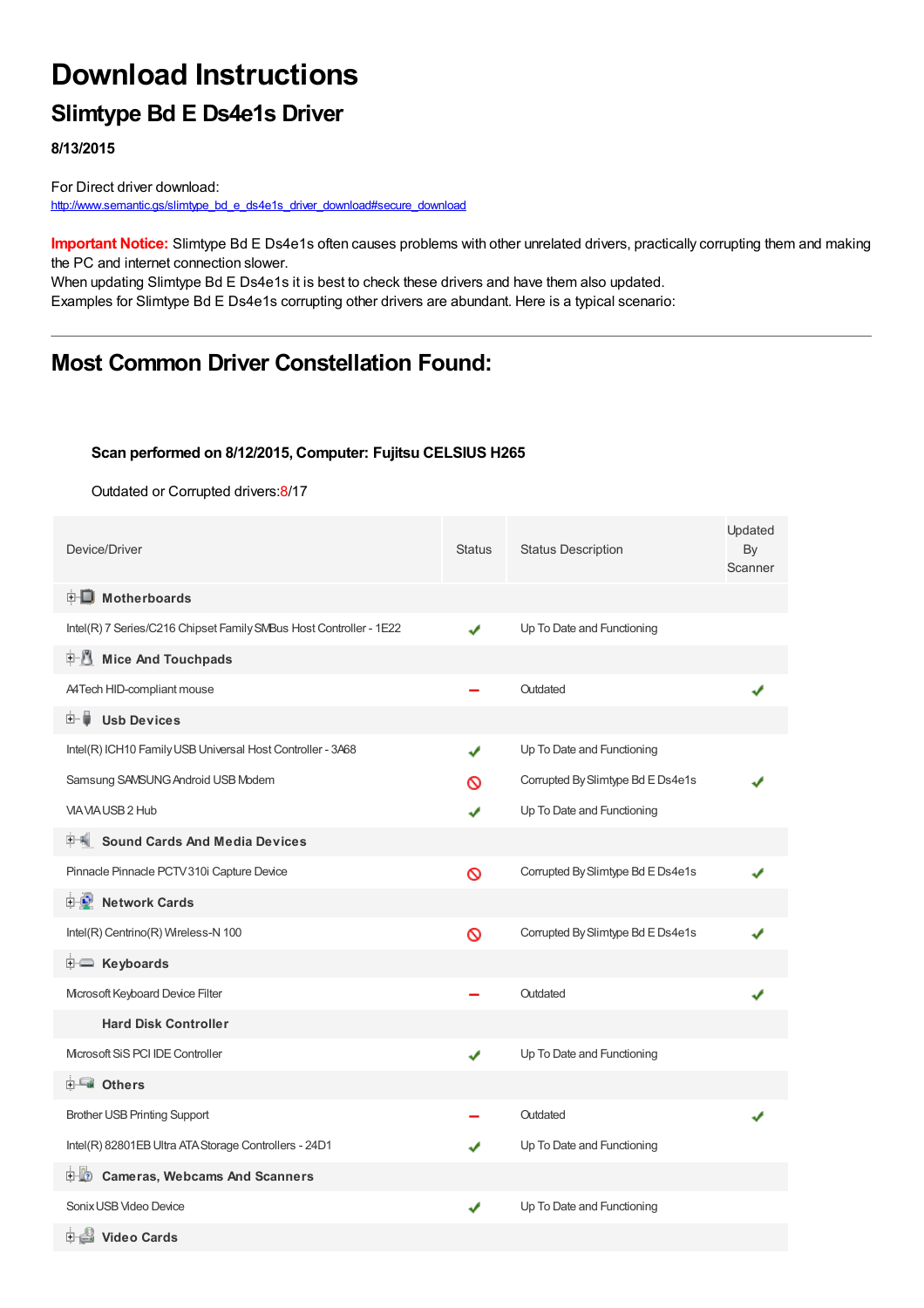# Download Instructions

## Slimtype Bd E Ds4e1s Driver

**8/13/2015**

For Direct driver download:
http://www.semantic.gs/slimtype_bd_e_ds4e1s_driver_download#secure_download

**Important Notice:** Slimtype Bd E Ds4e1s often causes problems with other unrelated drivers, practically corrupting them and making the PC and internet connection slower.
When updating Slimtype Bd E Ds4e1s it is best to check these drivers and have them also updated.
Examples for Slimtype Bd E Ds4e1s corrupting other drivers are abundant. Here is a typical scenario:

---

## Most Common Driver Constellation Found:

**Scan performed on 8/12/2015, Computer: Fujitsu CELSIUS H265**

Outdated or Corrupted drivers:8/17

| Device/Driver | Status | Status Description | Updated By Scanner |
|---|---|---|---|
| **Motherboards** | | | |
| Intel(R) 7 Series/C216 Chipset Family SMBus Host Controller - 1E22 | ✔ | Up To Date and Functioning | |
| **Mice And Touchpads** | | | |
| A4Tech HID-compliant mouse | – | Outdated | ✔ |
| **Usb Devices** | | | |
| Intel(R) ICH10 Family USB Universal Host Controller - 3A68 | ✔ | Up To Date and Functioning | |
| Samsung SAMSUNG Android USB Modem | ⊘ | Corrupted By Slimtype Bd E Ds4e1s | ✔ |
| VIA VIA USB 2 Hub | ✔ | Up To Date and Functioning | |
| **Sound Cards And Media Devices** | | | |
| Pinnacle Pinnacle PCTV 310i Capture Device | ⊘ | Corrupted By Slimtype Bd E Ds4e1s | ✔ |
| **Network Cards** | | | |
| Intel(R) Centrino(R) Wireless-N 100 | ⊘ | Corrupted By Slimtype Bd E Ds4e1s | ✔ |
| **Keyboards** | | | |
| Microsoft Keyboard Device Filter | – | Outdated | ✔ |
| **Hard Disk Controller** | | | |
| Microsoft SiS PCI IDE Controller | ✔ | Up To Date and Functioning | |
| **Others** | | | |
| Brother USB Printing Support | – | Outdated | ✔ |
| Intel(R) 82801EB Ultra ATA Storage Controllers - 24D1 | ✔ | Up To Date and Functioning | |
| **Cameras, Webcams And Scanners** | | | |
| Sonix USB Video Device | ✔ | Up To Date and Functioning | |
| **Video Cards** | | | |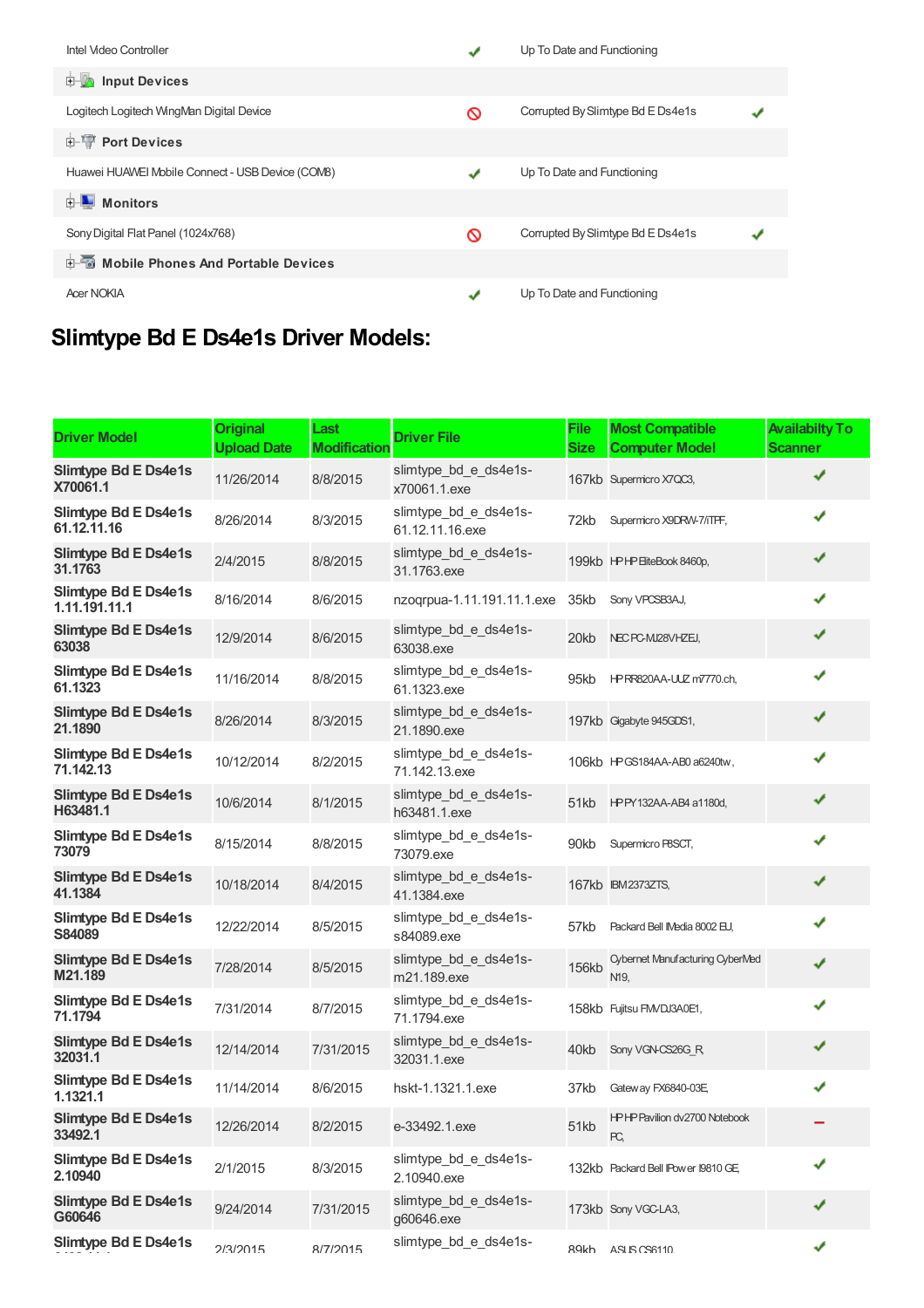| | | | |
|---|---|---|---|
| Intel Video Controller | ✔ | Up To Date and Functioning | |
| **Input Devices** | | | |
| Logitech Logitech WingMan Digital Device | 🚫 | Corrupted By Slimtype Bd E Ds4e1s | ✔ |
| **Port Devices** | | | |
| Huawei HUAWEI Mobile Connect - USB Device (COM8) | ✔ | Up To Date and Functioning | |
| **Monitors** | | | |
| Sony Digital Flat Panel (1024x768) | 🚫 | Corrupted By Slimtype Bd E Ds4e1s | ✔ |
| **Mobile Phones And Portable Devices** | | | |
| Acer NOKIA | ✔ | Up To Date and Functioning | |

# Slimtype Bd E Ds4e1s Driver Models:

| Driver Model | Original Upload Date | Last Modification | Driver File | File Size | Most Compatible Computer Model | Availabilty To Scanner |
|---|---|---|---|---|---|---|
| **Slimtype Bd E Ds4e1s X70061.1** | 11/26/2014 | 8/8/2015 | slimtype_bd_e_ds4e1s-x70061.1.exe | 167kb | Supermicro X7QC3, | ✔ |
| **Slimtype Bd E Ds4e1s 61.12.11.16** | 8/26/2014 | 8/3/2015 | slimtype_bd_e_ds4e1s-61.12.11.16.exe | 72kb | Supermicro X9DRW-7/iTPF, | ✔ |
| **Slimtype Bd E Ds4e1s 31.1763** | 2/4/2015 | 8/8/2015 | slimtype_bd_e_ds4e1s-31.1763.exe | 199kb | HP HP EliteBook 8460p, | ✔ |
| **Slimtype Bd E Ds4e1s 1.11.191.11.1** | 8/16/2014 | 8/6/2015 | nzoqrpua-1.11.191.11.1.exe | 35kb | Sony VPCSB3AJ, | ✔ |
| **Slimtype Bd E Ds4e1s 63038** | 12/9/2014 | 8/6/2015 | slimtype_bd_e_ds4e1s-63038.exe | 20kb | NEC PC-MJ28VHZEJ, | ✔ |
| **Slimtype Bd E Ds4e1s 61.1323** | 11/16/2014 | 8/8/2015 | slimtype_bd_e_ds4e1s-61.1323.exe | 95kb | HP RR820AA-UUZ m7770.ch, | ✔ |
| **Slimtype Bd E Ds4e1s 21.1890** | 8/26/2014 | 8/3/2015 | slimtype_bd_e_ds4e1s-21.1890.exe | 197kb | Gigabyte 945GDS1, | ✔ |
| **Slimtype Bd E Ds4e1s 71.142.13** | 10/12/2014 | 8/2/2015 | slimtype_bd_e_ds4e1s-71.142.13.exe | 106kb | HP GS184AA-AB0 a6240tw, | ✔ |
| **Slimtype Bd E Ds4e1s H63481.1** | 10/6/2014 | 8/1/2015 | slimtype_bd_e_ds4e1s-h63481.1.exe | 51kb | HP PY132AA-AB4 a1180d, | ✔ |
| **Slimtype Bd E Ds4e1s 73079** | 8/15/2014 | 8/8/2015 | slimtype_bd_e_ds4e1s-73079.exe | 90kb | Supermicro P8SCT, | ✔ |
| **Slimtype Bd E Ds4e1s 41.1384** | 10/18/2014 | 8/4/2015 | slimtype_bd_e_ds4e1s-41.1384.exe | 167kb | IBM 2373ZTS, | ✔ |
| **Slimtype Bd E Ds4e1s S84089** | 12/22/2014 | 8/5/2015 | slimtype_bd_e_ds4e1s-s84089.exe | 57kb | Packard Bell IMedia 8002 EU, | ✔ |
| **Slimtype Bd E Ds4e1s M21.189** | 7/28/2014 | 8/5/2015 | slimtype_bd_e_ds4e1s-m21.189.exe | 156kb | Cybernet Manufacturing CyberMed N19, | ✔ |
| **Slimtype Bd E Ds4e1s 71.1794** | 7/31/2014 | 8/7/2015 | slimtype_bd_e_ds4e1s-71.1794.exe | 158kb | Fujitsu FMVDJ3A0E1, | ✔ |
| **Slimtype Bd E Ds4e1s 32031.1** | 12/14/2014 | 7/31/2015 | slimtype_bd_e_ds4e1s-32031.1.exe | 40kb | Sony VGN-CS26G_R, | ✔ |
| **Slimtype Bd E Ds4e1s 1.1321.1** | 11/14/2014 | 8/6/2015 | hskt-1.1321.1.exe | 37kb | Gateway FX6840-03E, | ✔ |
| **Slimtype Bd E Ds4e1s 33492.1** | 12/26/2014 | 8/2/2015 | e-33492.1.exe | 51kb | HP HP Pavilion dv2700 Notebook PC, | — |
| **Slimtype Bd E Ds4e1s 2.10940** | 2/1/2015 | 8/3/2015 | slimtype_bd_e_ds4e1s-2.10940.exe | 132kb | Packard Bell IPower I9810 GE, | ✔ |
| **Slimtype Bd E Ds4e1s G60646** | 9/24/2014 | 7/31/2015 | slimtype_bd_e_ds4e1s-g60646.exe | 173kb | Sony VGC-LA3, | ✔ |
| **Slimtype Bd E Ds4e1s** | 2/3/2015 | 8/7/2015 | slimtype_bd_e_ds4e1s- | 89kb | ASUS CS6110, | ✔ |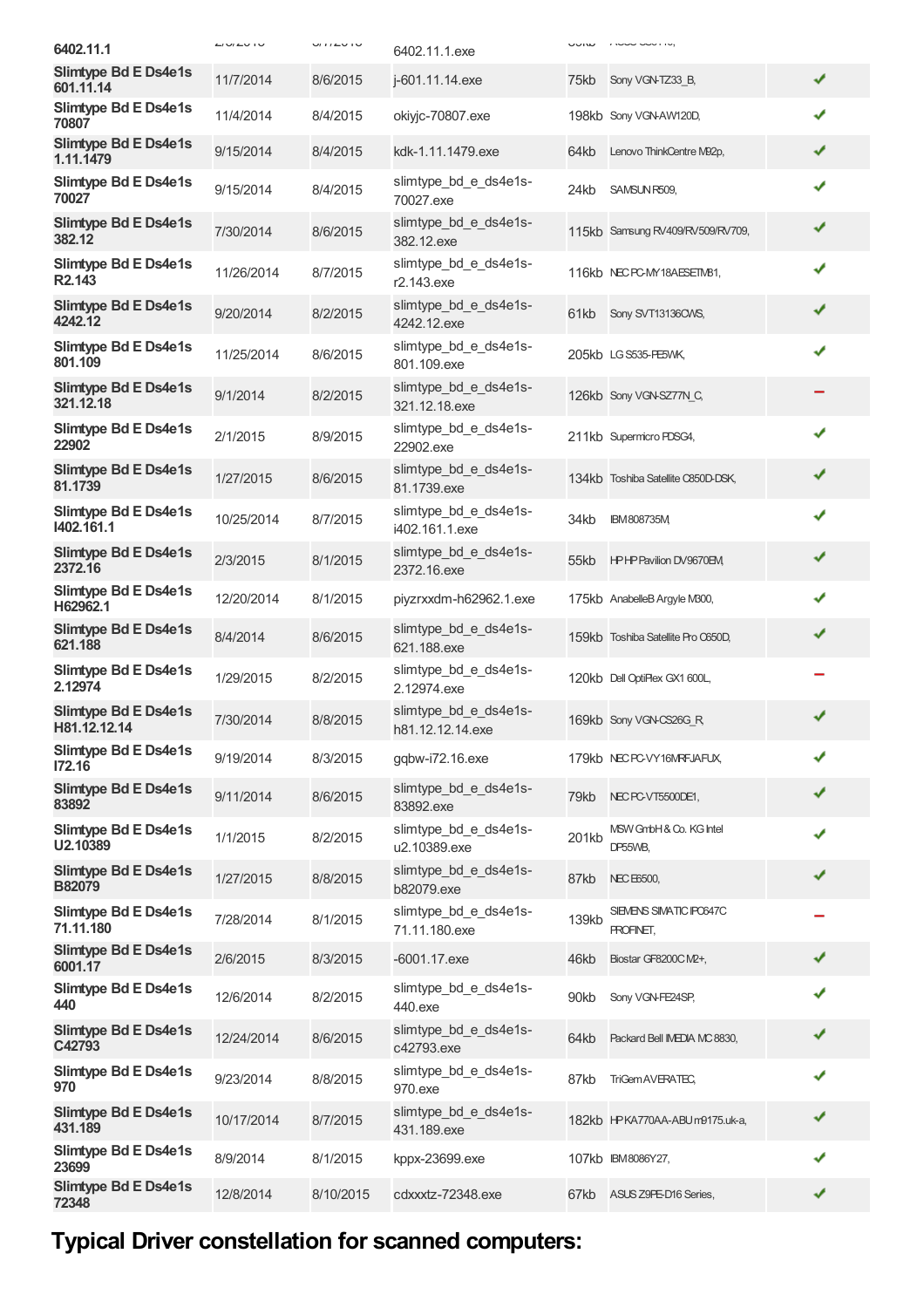| | | | | | | |
|---|---|---|---|---|---|---|
| 6402.11.1 | | | 6402.11.1.exe | | | |
| Slimtype Bd E Ds4e1s 601.11.14 | 11/7/2014 | 8/6/2015 | j-601.11.14.exe | 75kb | Sony VGN-TZ33_B, | ✔ |
| Slimtype Bd E Ds4e1s 70807 | 11/4/2014 | 8/4/2015 | okiyjc-70807.exe | 198kb | Sony VGN-AW120D, | ✔ |
| Slimtype Bd E Ds4e1s 1.11.1479 | 9/15/2014 | 8/4/2015 | kdk-1.11.1479.exe | 64kb | Lenovo ThinkCentre M92p, | ✔ |
| Slimtype Bd E Ds4e1s 70027 | 9/15/2014 | 8/4/2015 | slimtype_bd_e_ds4e1s-70027.exe | 24kb | SAMSUN R509, | ✔ |
| Slimtype Bd E Ds4e1s 382.12 | 7/30/2014 | 8/6/2015 | slimtype_bd_e_ds4e1s-382.12.exe | 115kb | Samsung RV409/RV509/RV709, | ✔ |
| Slimtype Bd E Ds4e1s R2.143 | 11/26/2014 | 8/7/2015 | slimtype_bd_e_ds4e1s-r2.143.exe | 116kb | NEC PC-MY18AESETM81, | ✔ |
| Slimtype Bd E Ds4e1s 4242.12 | 9/20/2014 | 8/2/2015 | slimtype_bd_e_ds4e1s-4242.12.exe | 61kb | Sony SVT13136CWS, | ✔ |
| Slimtype Bd E Ds4e1s 801.109 | 11/25/2014 | 8/6/2015 | slimtype_bd_e_ds4e1s-801.109.exe | 205kb | LG S535-PE5WK, | ✔ |
| Slimtype Bd E Ds4e1s 321.12.18 | 9/1/2014 | 8/2/2015 | slimtype_bd_e_ds4e1s-321.12.18.exe | 126kb | Sony VGN-SZ77N_C, | – |
| Slimtype Bd E Ds4e1s 22902 | 2/1/2015 | 8/9/2015 | slimtype_bd_e_ds4e1s-22902.exe | 211kb | Supermicro PDSG4, | ✔ |
| Slimtype Bd E Ds4e1s 81.1739 | 1/27/2015 | 8/6/2015 | slimtype_bd_e_ds4e1s-81.1739.exe | 134kb | Toshiba Satellite C850D-DSK, | ✔ |
| Slimtype Bd E Ds4e1s I402.161.1 | 10/25/2014 | 8/7/2015 | slimtype_bd_e_ds4e1s-i402.161.1.exe | 34kb | IBM 808735M, | ✔ |
| Slimtype Bd E Ds4e1s 2372.16 | 2/3/2015 | 8/1/2015 | slimtype_bd_e_ds4e1s-2372.16.exe | 55kb | HP HP Pavilion DV9670EM, | ✔ |
| Slimtype Bd E Ds4e1s H62962.1 | 12/20/2014 | 8/1/2015 | piyzrxxdm-h62962.1.exe | 175kb | AnabelleB Argyle M300, | ✔ |
| Slimtype Bd E Ds4e1s 621.188 | 8/4/2014 | 8/6/2015 | slimtype_bd_e_ds4e1s-621.188.exe | 159kb | Toshiba Satellite Pro C650D, | ✔ |
| Slimtype Bd E Ds4e1s 2.12974 | 1/29/2015 | 8/2/2015 | slimtype_bd_e_ds4e1s-2.12974.exe | 120kb | Dell OptiPlex GX1 600L, | – |
| Slimtype Bd E Ds4e1s H81.12.12.14 | 7/30/2014 | 8/8/2015 | slimtype_bd_e_ds4e1s-h81.12.12.14.exe | 169kb | Sony VGN-CS26G_R, | ✔ |
| Slimtype Bd E Ds4e1s I72.16 | 9/19/2014 | 8/3/2015 | gqbw-i72.16.exe | 179kb | NEC PC-VY16MRFJAFUX, | ✔ |
| Slimtype Bd E Ds4e1s 83892 | 9/11/2014 | 8/6/2015 | slimtype_bd_e_ds4e1s-83892.exe | 79kb | NEC PC-VT5500DE1, | ✔ |
| Slimtype Bd E Ds4e1s U2.10389 | 1/1/2015 | 8/2/2015 | slimtype_bd_e_ds4e1s-u2.10389.exe | 201kb | MSW GmbH & Co. KG Intel DP55WB, | ✔ |
| Slimtype Bd E Ds4e1s B82079 | 1/27/2015 | 8/8/2015 | slimtype_bd_e_ds4e1s-b82079.exe | 87kb | NEC E6500, | ✔ |
| Slimtype Bd E Ds4e1s 71.11.180 | 7/28/2014 | 8/1/2015 | slimtype_bd_e_ds4e1s-71.11.180.exe | 139kb | SIEMENS SIMATIC IPC647C PROFINET, | – |
| Slimtype Bd E Ds4e1s 6001.17 | 2/6/2015 | 8/3/2015 | -6001.17.exe | 46kb | Biostar GF8200C M2+, | ✔ |
| Slimtype Bd E Ds4e1s 440 | 12/6/2014 | 8/2/2015 | slimtype_bd_e_ds4e1s-440.exe | 90kb | Sony VGN-FE24SP, | ✔ |
| Slimtype Bd E Ds4e1s C42793 | 12/24/2014 | 8/6/2015 | slimtype_bd_e_ds4e1s-c42793.exe | 64kb | Packard Bell IMEDIA MC 8830, | ✔ |
| Slimtype Bd E Ds4e1s 970 | 9/23/2014 | 8/8/2015 | slimtype_bd_e_ds4e1s-970.exe | 87kb | TriGem AVERATEC, | ✔ |
| Slimtype Bd E Ds4e1s 431.189 | 10/17/2014 | 8/7/2015 | slimtype_bd_e_ds4e1s-431.189.exe | 182kb | HP KA770AA-ABU m9175.uk-a, | ✔ |
| Slimtype Bd E Ds4e1s 23699 | 8/9/2014 | 8/1/2015 | kppx-23699.exe | 107kb | IBM 8086Y27, | ✔ |
| Slimtype Bd E Ds4e1s 72348 | 12/8/2014 | 8/10/2015 | cdxxxtz-72348.exe | 67kb | ASUS Z9PE-D16 Series, | ✔ |

## Typical Driver constellation for scanned computers: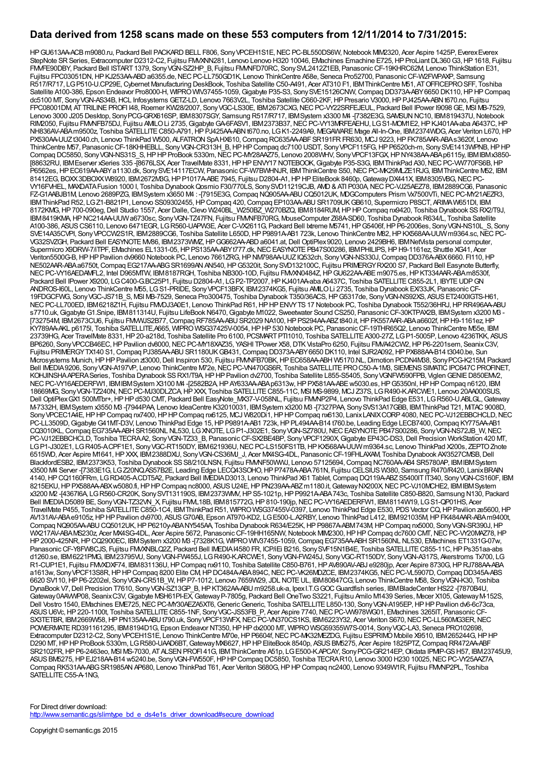## Data derived from 1258 scans made on these 553 computers from 12/11/2014 to 7/31/2015:

HP GU613AA-ACB m9080.ru, Packard Bell PACKARD BELL F806, Sony VPCEH1S1E, NEC PC-BL550DS6W, Notebook MIM2320, Acer Aspire 1425P, Everex Everex StepNote SR Series, Extracomputer D2312-C2, Fujitsu FMVXNN281, Lenovo Lenovo H320 10046, EMachines Emachine E725, HP ProLiant DL360 G3, HP 1618, Fujitsu FMVFE90DBY, Packard Bell ISTART 1379, Sony VGN-SZ2HP_B, Fujitsu FMVNFD70RC, Sony SVL2412Z1EB, Panasonic CF-19KHRC62M, Lenovo ThinkStation E31, Fujitsu FPC03051DN, HP KJ253AA-ABD a6355.de, NEC PC-LL750GD1K, Lenovo ThinkCentre A58e, Seneca Pro52700, Panasonic CF-W2FWPAXP, Samsung R517/R717, LG P510-U.CP29E, Cybernet Manufacturing DeskBook, Toshiba Satellite C50-A491, Acer AT310 F1, IBM ThinkCentre M51, AT OFFICEPRO SFF, Toshiba Satellite A100-386, Epson Endeavor Pro8000-H, WIPRO WIV37455-1059, Gigabyte P35-S3, Sony SVE15126CNW, Compaq DD373A-ABY 6650 DK110, HP HP Compaq dc5100 MT, Sony VGN-AS34B, HCL Infosystems GETZ-LD, Lenovo 7663V2L, Toshiba Satellite C660-2KF, HP Presario V3000, HP PJ425AA-ABN t670.no, Fujitsu FPC08001DM, AT TRILINE PROFI I48, Roemer KW28/2007, Sony VGC-LS30E, IBM 2673CXG, NEC PC-VY22SRFEJEUL, Packard Bell IPower I9098 GE, MSI MB-7529, Lenovo 3000 J205 Desktop, Sony PCG-GRX616SP, IBM 8307SGY, Samsung R517/R717, IBM System x3300 M4 -[7382E3G, SAMSUN NC10, IBM 819437U, Notebook RIM2050, Fujitsu FMVNFB75DJ, Fujitsu AMILO Li 2735, Gigabyte GA-6FASV1, IBM 2373B37, NEC PC-VY13MRFEAEHU, LG S1-MOM1E2, HP KJ401AA-aba A6437C, HP NH836AV-ABA m9500z, Toshiba SATELLITE C850-A791, HP PJ425AA-ABN t670.no, LG K1-2249A9, MEGAWARE Mage All-In-One, IBM 2374WDG, Acer Veriton L670, HP PX530AA-UUZ t3040.ch, Lenovo ThinkPad W500, ALFATRON SpA HX610, Compaq RC635AA-ABF SR191FR FR630, MCJ 9223, HP FK785AAR-ABA s3620f, Lenovo ThinkCentre M57, Panasonic CF-18KHHEBLL, Sony VGN-CR313H_B, HP HP Compaq dc7100 USDT, Sony VPCF115FG, HP P6520ch-m, Sony SVE1413WPNB, HP HP Compaq DC5850, Sony VGN-NS31S_S, HP HP ProBook 5330m, NEC PC-MY28AAZ75, Lenovo 2008WHV, Sony VPCF13FGX, HP NY438AA-ABA p6115y, IBM IBM x3850-[88632RU, IBM Eserver xSeries 335 -[8676LSX, Acer TravelMate 8331, HP HP ENVY17 NOTEBOOK, Gigabyte P35-S3G, IBM ThinkPad A30, NEC PC-VW770FS6B, HP P6562es, HP EC619AA-ABY a1130.dk, Sony SVE14117ECW, Panasonic CF-W7BWHNJR, IBM ThinkCentre S50, NEC PC-MK29MLZE1RJG, IBM ThinkCentre M52, IBM 81412EG, BOXX 3DBOXX W8920, IBM 2672M3G, HP P1017A-ABE 7945, Fujitsu D2804-A1, HP HP EliteBook 8460p, Gateway DX441X, IBM 8305VBG, NEC PC-VY16FVHEL, MAXDATA Fusion 1000 I, Toshiba Dynabook Qosmio F30/770LS, Sony SVD11219CJB, AMD & ATI P030A, NEC PC-VJ25AEZ78, IBM 2889CG6, Panasonic FZ-G1AABJB1M, Lenovo 2689PZG, IBM System x3650 M4 : -[7915E3G, Compaq NQ905AA-ABU CQ5012UK, MDGComputers Prism Vx7500VTi, NEC PC-MY21AEZR3, IBM ThinkPad R52, LG Z1-B821P1, Lenovo SS09302455, HP Compaq 420, Compaq EP103AA-ABU SR1709UK GB610, Supermicro P8SCT, ARIMA W651DI, IBM 8172KMG, HP 700-090eg, Dell Studio 1557, Acer Dalle, Clevo W240BL_W250BZ_W270BZQ, IBM 8184RUM, HP HP Compaq nx9420, Toshiba Dynabook SS RX2/T9J, IBM 8419KMA, HP NC214AA-UUW a6730sc, Sony VGN-TZ47FN, Fujitsu FMVNFB70RG, MouseComputer Z68A-SD60, Toshiba Dynabook R634/L, Toshiba Satellite A100-386, ASUS CS6110, Lenovo 6471EGR, LG R560-UAPW3E, Acer C-VX2611G, Packard Bell Ixtreme M5741, HP G5406f, HP P6-2006es, Sony VGN-NS10L_S, Sony SVE14A35CVPI, Sony VPCCW2S1R, IBM 2889CG6, Toshiba Satellite L650D, HP P9891A-AB1 723k, Lenovo ThinkCentre M82, HP KX568AA-UUW m9364.sc, NEC PC-VG32SVZGH, Packard Bell EASYNOTE MV86, IBM 2373WMZ, HP GG662AA-ABD a6041.at, Dell OptiPlex 9020, Lenovo 2429BH6, IBM NetVista personal computer, Supermicro X9DRW-7/iTPF, EMachines EL1331-05, HP PS135AA-ABY t777.dk, NEC EASYNOTE PB47S00286, IBM PHILIPS, HP H9-1161ez, Shuttle XG41, Acer Veriton5500G-B, HP HP Pavilion dv9660 Notebook PC, Lenovo 7661ZRG, HP NM798AA-UUZ IQ532ch, Sony VGN-NS330J, Compaq DD376A-ABX 6660. FI110, HP NE502AAR-ABA a6750t, Compaq EG217AA-ABG SR1699AN AN540, HP G5320it, Sony SVD132100C, Fujitsu PRIMERGY RX200 S7, Packard Bell Easynote Butterfly, NEC PC-VY16AEDMFL2, Intel D965MTW, IBM 8187RGH, Toshiba NB300-10D, Fujitsu FMVXN0484Z, HP GU622AA-ABE m9075.es, HP KT334AAR-ABA m8530f, Packard Bell IPower X9200, LG C400-G.BC25P1, Fujitsu D2804-A1, LG P2-TP2007, HP KJ401AA-aba A6437C, Toshiba SATELLITE C855-2L1, IBYTE UDP GN ANDROS-I60L, Lenovo ThinkCentre M55, LG S1-PRIDE, Sony VPCF13BFX, IBM 2374KG5, Fujitsu AMILO Li 2735, Toshiba Dynabook EX/33JK, Panasonic CF-19FDGCFWG, Sony VGC-JS71B_S, MSI MB-7529, Seneca Pro300475, Toshiba Dynabook T350/36ACS, HP G5317de, Sony VGN-NS92XS, ASUS ET2400IGTS-H61, NEC PC-LL700ED, IBM 6218Z1H, Fujitsu FMVDJ3A0E1, Lenovo ThinkPad R61, HP HP ENVY TS 17 Notebook PC, Toshiba Dynabook T552/36HRJ, HP RR496AA-ABU s7710.uk, Gigabyte G1.Sniper, IBM 811314U, Fujitsu LifeBook N6470, Gigabyte M1022, Sweetwater Sound CS250, Panasonic CF-30KTPAX2B, IBM System x3200 M3 -[732754M, IBM 2673CU6, Fujitsu FMVWJS2B77, Compaq RF785AA-ABU SR2029 NA100, HP PS294AA-ABZ t840.it, HP FK557AAR-ABA a6602f, HP H9-1161ez, HP KY789AA-AKL p6175l, Toshiba SATELLITE,A665, WIPRO WSG37425V-0054, HP HP 530 Notebook PC, Panasonic CF-19THR65Q2, Lenovo ThinkCentre M55e, IBM 23739HG, Acer TravelMate 8331, HP 20-a218d, Toshiba Satellite Pro 6100, PCSMART PTI1010, Toshiba SATELLITE A300-27Z, LG P1-5005P, Lenovo 4236TKK, ASUS BP6260, Sony VPCCB46EC, HP Pavilion dv8000, NEC PC-MY18XAZ35, YASHI TPower X58, DTK VistaPro 6250, Fujitsu FMVA42CW2, HP P6-2201sem, Seanix C3V, Fujitsu PRIMERGY TX140 S1, Compaq PJ385AA-ABU SR1180UK GB431, Compaq DD373A-ABY 6650 DK110, Intel SJR2A092, HP PX688AA-B14 t3040.be, Sun Microsystems Munich, HP HP Pavilion zt3000, Dell Inspiron 530, Fujitsu FMVNFB70BK, HP EC658AA-ABH W5170.NL, Dimotion PCDN4M38, Sony PCG-K215M, Packard Bell IMEDIA 9206, Sony VGN-A197VP, Lenovo ThinkCentre M72e, NEC PC-VN470GS6R, Toshiba SATELLITE PRO C50-A-1M3, SIEMENS SIMATIC IPC647C PROFINET, KOHJINSHA APERA Series, Toshiba Dynabook SS RX1/T9A, HP HP Pavilion dv2700, Toshiba Satellite L855-S5405, Sony VGNFW590FPB, Viglen GENIE D850EMV2, NEC PC-VY16AEDERFW1, IBM IBM System X3100 M4 -[2582B2A, HP AY633AA-ABA p6313w, HP PX581AA-ABE w5030.es, HP G5350nl, HP HP Compaq n6120, IBM 18669MG, Sony VGN-TZ240N, NEC PC-MJ30DLZCA, HP XXX, Toshiba SATELLITE C855-11C, MSI MS-9899, MCJ Z37S, LG R490-K.ARCWE1, Lenovo 20AA000SUS, Dell OptiPlex GX1 500MTbr+, HP HP d530 CMT, Packard Bell EasyNote_MX37-V-058NL, Fujitsu FMVNP2P4, Lenovo ThinkPad Edge E531, LG R560-U.ABLGL, Gateway M-7332H, IBM System x3550 M3 -[7944PAA, Lenovo IdeaCentre K32010031, IBM System x3200 M3 -[7327PAA, Sony SVS13A17GBB, IBM ThinkPad T21, MITAC 9008D, Sony VPCEC1A4E, HP HP Compaq nx7400, HP HP Compaq nx6125, MCJ W820Di1, HP HP Compaq nx6130, Lanix LANIX CORP 4080, NEC PC-VJ12EBBCHCLD, NEC PC-LL3509D, Gigabyte G41MT-D3V, Lenovo ThinkPad Edge 15, HP P9891A-AB1 723k, HP PL494AA-B14 t760.be, Leading Edge LECB7400, Compaq KY775AA-AB1 CQ3010KL, Compaq EG735AA-ABH SR1560NL NL530, LG XNOTE, LG P1-J302E1, Sony VGN-SZ780U, NEC EASYNOTE PB47S00286, Sony VGN-NS72JB_W, NEC PC-VJ12EBBCHCLD, Toshiba TECRA A2, Sony VGN-TZ33_B, Panasonic CF-SX2BE4BP, Sony VPCF1290X, Gigabyte EP43C-DS3, Dell Precision WorkStation 420 MT, LG P1-J302E1, LG R405-A.CPF1E1, Sony VGC-RT150DY, IBM 621936U, NEC PC-LS150FS1TB, HP KX568AA-UUW m9364.sc, Lenovo ThinkPad X200s, ZEPTO Znote 6515WD, Acer Aspire M1641, HP XXX, IBM 2388DXU, Sony VGN-CS36MJ_J, Acer MX4SG-4DL, Panasonic CF-19FHLAXAM, Toshiba Dynabook AX3527CMSB, Dell BlackfordESB2, IBM 2373K53, Toshiba Dynabook SS S8/210LNSN, Fujitsu FMVNF50WWJ, Lenovo 57125694, Compaq NC760AA-AB4 SR5780AP, IBM IBM System x3500 M4 Server -[7383E1G, LG Z20NQ.AS57B2E, Leading Edge LECQ43SOHO, HP P7478A-ABA 761N, Fujitsu CELSIUS W380, Samsung R470/R420, Lanix BRAIN 4140, HP CQ1160FRm, LG RD405-A.CDT5A2, Packard Bell IMEDIA D3013, Lenovo ThinkPad X61 Tablet, Compaq DQ119A-ABZ S5400IT IT340, Sony VGN-CS160F, IBM 8215EKU, HP PX588AA-ABX w5080.fi, HP HP Compaq nc8000, ASUS U24E, HP PN239AA-ABZ m1180.it, Gateway NX200X, NEC PC-VJ10MCHE2, IBM IBM System x3200 M2 -[4367I6A, LG R560-CR20K, Sony SVT131190S, IBM 2373WMV, HP S5-1021p, HP P9921A-ABA 743c, Toshiba Satellite C850-B820, Samsung N130, Packard Bell IMEDIA D5089 BE, Sony VGN-TZ32VN_X, Fujitsu FMVL18B, IBM 815772G, HP 810-190jp, NEC PC-VY16AEDERFW1, IBM 8114W19, LG S1-QP01HS, Acer TravelMate P455, Toshiba SATELLITE C850-1C4, IBM ThinkPad R51, WIPRO WSG37455V-0397, Lenovo ThinkPad Edge E530, PDS Vector CQ, HP Pavilion ze5600, HP AV131AV-ABA e9105z, HP HP Pavilion dv9700, ASUS G70AB, Epson AT970-KD2, LG E500-L.A2RBY, Lenovo ThinkPad L412, IBM 921035M, HP FK484AAR-ABA m9400t, Compaq NQ905AA-ABU CQ5012UK, HP P6210y-ABA NY545AA, Toshiba Dynabook R634/E25K, HP P9867A-ABM 743M, HP Compaq nx5000, Sony VGN-SR390J, HP WX217AV-ABA MS230z, Acer MX4SG-4DL, Acer Aspire 5672, Panasonic CF-19HH165NW, Notebook MIM2300, HP HP Compaq dc7600 CMT, NEC PC-VY20MAZ78, HP HP 2000-425NR, HP CQ2900EC, IBM System x3200 M3 -[7328K1G, WIPRO WIV37455-1059, Compaq EG735AA-ABH SR1560NL NL530, EMachines ET1331G-07w, Panasonic CF-Y8FW8CJS, Fujitsu FMVXNBLQ2Z, Packard Bell IMEDIA I4580 FR, ICP/iEi B216, Sony SVF15N1B4E, Toshiba SATELLITE C855-11C, HP Ps351aa-abs d1260.se, IBM 6221PMG, IBM 23795VU, Sony VGN-FW455J, LG R490-K.ARCWE1, Sony VGN-FW245J, Sony VGC-RT150DY, Sony VGN-A317S, Akerstroms Tx700, LG R1-CUP1E1, Fujitsu FMVXDXF74, IBM 831136U, HP Compaq nx9110, Toshiba Satellite C850-B761, HP AV890AV-ABJ e9280jp, Acer Aspire 8730G, HP RJ788AA-ABA a1613w, Sony VPCF13S8R, HP HP Compaq 8200 Elite CM, HP DC484A-ABA 894C, NEC PC-VK26MDZCE, IBM 2374KG5, NEC PC-VL5907D, Compaq DD345A-ABS 6620 SV110, HP P6-2202el, Sony VGN-CR51B_W, HP P7-1012, Lenovo 7659W29, JDL NOTE UL, IBM 80847CG, Lenovo ThinkCentre M58, Sony VGN-K30, Toshiba DynaBook V7, Dell Precision T7610, Sony VGN-SZ13GP_B, HP KT362AA-ABU m9258.uk-a, Ipex I.T.G GOC Guardfish series, IBM BladeCenter HS22 -[7870B4U, Gateway 0AAWP08, Seanix C3V, Gigabyte MSH61PI-EX, Gateway P-7805g, Packard Bell OneTwo S3221, Fujitsu Amilo M1439 Series, Mecer X105, Gateway M-152S, Dell Vostro 1540, EMachines EME725, NEC PC-MY30AEZA5XT6, Generic Generic, Toshiba SATELLITE L850-130, Sony VGN-A195EP, HP HP Pavilion dv6-6c73ca, ASUS U6Vc, HP 220-1100t, Toshiba SATELLITE C855-1NF, Sony VGC-JS53FB_P, Acer Aspire 7740, NEC PC-VW978WG01, EMachines 3265IT, Panasonic CF-SX3TETBR, IBM 2669W58, HP PN135AA-ABU t790.uk, Sony VPCF13WFX, NEC PC-VN370CS1KS, IBM 6223Y32, Acer Veriton S670, NEC PC-LL560MG3ER, NEC POWERMATE RD391161295, IBM 8194D1G, Epson Endeavor NT350, HP HP dx2000 MT, WIPRO WSG59355W7S-0014, Sony VGC-LA3, Seneca PRO102698, Extracomputer D2312-C2, Sony VPCEH1S1E, Lenovo ThinkCentre M70e, HP P6604f, NEC PC-MK32MEZDG, Fujitsu ESPRIMO Mobile X9510, IBM 265244G, HP HP D290 MT, HP HP ProBook 5330m, LG R580-UAAD6BT, Gateway MX6627, HP HP EliteBook 8540p, ASUS BM5275, Acer Aspire 1825PTZ, Compaq RR472AA-ABF SR2102FR, HP P6-2463eo, MSI MS-7030, AT ALSEN PROFI 41G, IBM ThinkCentre A51p, LG E500-K.APCAY, Sony PCG-GR214EP, Olidata IPMP-GS H57, IBM 23745U9, ASUS BM5275, HP EJ218AA-B14 w5240.be, Sony VGN-FW550F, HP HP Compaq DC5850, Toshiba TECRA R10, Lenovo 3000 H230 10025, NEC PC-VY25AAZ7A, Compaq RK531AA-ABG SR1985AN AP680, Lenovo ThinkPad T61, Acer Veriton S680G, HP HP Compaq nc2400, Lenovo 9349W1R, Fujitsu FMVNP2PL, Toshiba SATELLITE C55-A-1NG,

For Direct driver download:
[http://www.semantic.gs/slimtype_bd_e_ds4e1s_driver_download#secure_download](http://www.semantic.gs/slimtype_bd_e_ds4e1s_driver_download#secure_download)

Copyright © semantic.gs 2015